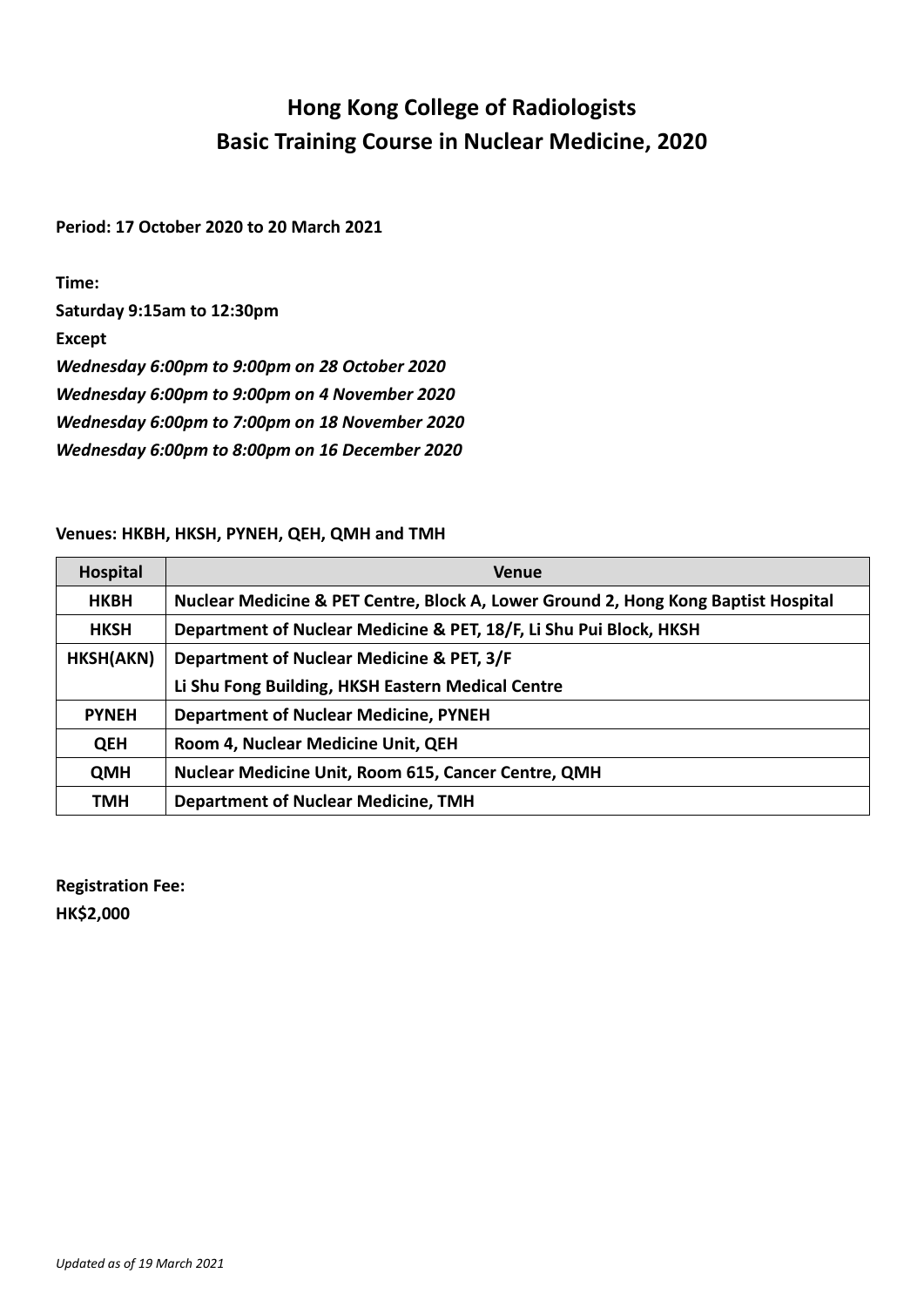# Hong Kong College of Radiologists
# Basic Training Course in Nuclear Medicine, 2020

**Period: 17 October 2020 to 20 March 2021**

**Time:**

**Saturday 9:15am to 12:30pm**

**Except**

***Wednesday 6:00pm to 9:00pm on 28 October 2020***

***Wednesday 6:00pm to 9:00pm on 4 November 2020***

***Wednesday 6:00pm to 7:00pm on 18 November 2020***

***Wednesday 6:00pm to 8:00pm on 16 December 2020***

**Venues: HKBH, HKSH, PYNEH, QEH, QMH and TMH**

| Hospital | Venue |
|---|---|
| HKBH | Nuclear Medicine & PET Centre, Block A, Lower Ground 2, Hong Kong Baptist Hospital |
| HKSH | Department of Nuclear Medicine & PET, 18/F, Li Shu Pui Block, HKSH |
| HKSH(AKN) | Department of Nuclear Medicine & PET, 3/F<br>Li Shu Fong Building, HKSH Eastern Medical Centre |
| PYNEH | Department of Nuclear Medicine, PYNEH |
| QEH | Room 4, Nuclear Medicine Unit, QEH |
| QMH | Nuclear Medicine Unit, Room 615, Cancer Centre, QMH |
| TMH | Department of Nuclear Medicine, TMH |

**Registration Fee:**

**HK$2,000**

*Updated as of 19 March 2021*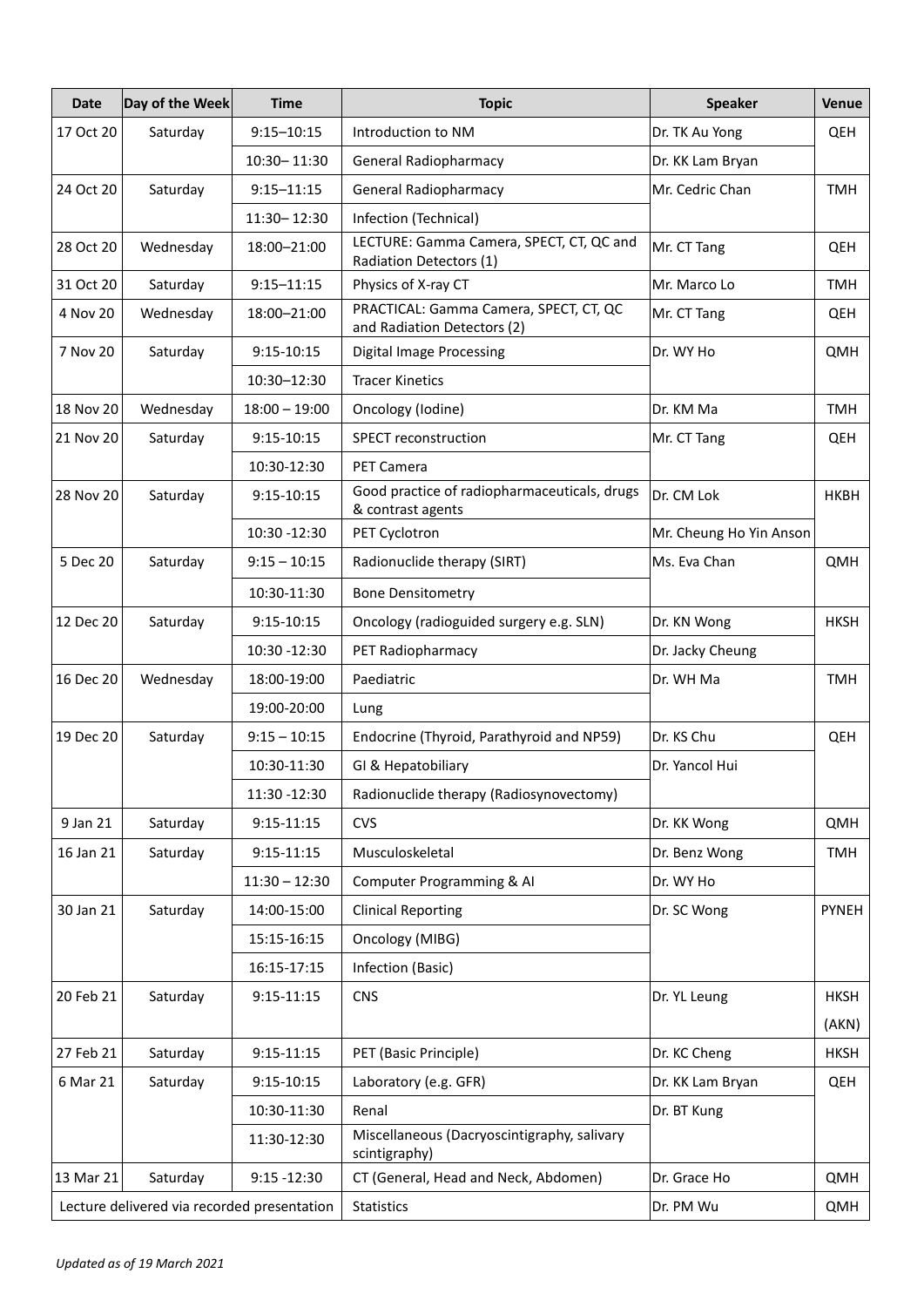| Date | Day of the Week | Time | Topic | Speaker | Venue |
|---|---|---|---|---|---|
| 17 Oct 20 | Saturday | 9:15–10:15 | Introduction to NM | Dr. TK Au Yong | QEH |
| | | 10:30– 11:30 | General Radiopharmacy | Dr. KK Lam Bryan | |
| 24 Oct 20 | Saturday | 9:15–11:15 | General Radiopharmacy | Mr. Cedric Chan | TMH |
| | | 11:30– 12:30 | Infection (Technical) | | |
| 28 Oct 20 | Wednesday | 18:00–21:00 | LECTURE: Gamma Camera, SPECT, CT, QC and Radiation Detectors (1) | Mr. CT Tang | QEH |
| 31 Oct 20 | Saturday | 9:15–11:15 | Physics of X-ray CT | Mr. Marco Lo | TMH |
| 4 Nov 20 | Wednesday | 18:00–21:00 | PRACTICAL: Gamma Camera, SPECT, CT, QC and Radiation Detectors (2) | Mr. CT Tang | QEH |
| 7 Nov 20 | Saturday | 9:15-10:15 | Digital Image Processing | Dr. WY Ho | QMH |
| | | 10:30–12:30 | Tracer Kinetics | | |
| 18 Nov 20 | Wednesday | 18:00 – 19:00 | Oncology (Iodine) | Dr. KM Ma | TMH |
| 21 Nov 20 | Saturday | 9:15-10:15 | SPECT reconstruction | Mr. CT Tang | QEH |
| | | 10:30-12:30 | PET Camera | | |
| 28 Nov 20 | Saturday | 9:15-10:15 | Good practice of radiopharmaceuticals, drugs & contrast agents | Dr. CM Lok | HKBH |
| | | 10:30 -12:30 | PET Cyclotron | Mr. Cheung Ho Yin Anson | |
| 5 Dec 20 | Saturday | 9:15 – 10:15 | Radionuclide therapy (SIRT) | Ms. Eva Chan | QMH |
| | | 10:30-11:30 | Bone Densitometry | | |
| 12 Dec 20 | Saturday | 9:15-10:15 | Oncology (radioguided surgery e.g. SLN) | Dr. KN Wong | HKSH |
| | | 10:30 -12:30 | PET Radiopharmacy | Dr. Jacky Cheung | |
| 16 Dec 20 | Wednesday | 18:00-19:00 | Paediatric | Dr. WH Ma | TMH |
| | | 19:00-20:00 | Lung | | |
| 19 Dec 20 | Saturday | 9:15 – 10:15 | Endocrine (Thyroid, Parathyroid and NP59) | Dr. KS Chu | QEH |
| | | 10:30-11:30 | GI & Hepatobiliary | Dr. Yancol Hui | |
| | | 11:30 -12:30 | Radionuclide therapy (Radiosynovectomy) | | |
| 9 Jan 21 | Saturday | 9:15-11:15 | CVS | Dr. KK Wong | QMH |
| 16 Jan 21 | Saturday | 9:15-11:15 | Musculoskeletal | Dr. Benz Wong | TMH |
| | | 11:30 – 12:30 | Computer Programming & AI | Dr. WY Ho | |
| 30 Jan 21 | Saturday | 14:00-15:00 | Clinical Reporting | Dr. SC Wong | PYNEH |
| | | 15:15-16:15 | Oncology (MIBG) | | |
| | | 16:15-17:15 | Infection (Basic) | | |
| 20 Feb 21 | Saturday | 9:15-11:15 | CNS | Dr. YL Leung | HKSH (AKN) |
| 27 Feb 21 | Saturday | 9:15-11:15 | PET (Basic Principle) | Dr. KC Cheng | HKSH |
| 6 Mar 21 | Saturday | 9:15-10:15 | Laboratory (e.g. GFR) | Dr. KK Lam Bryan | QEH |
| | | 10:30-11:30 | Renal | Dr. BT Kung | |
| | | 11:30-12:30 | Miscellaneous (Dacryoscintigraphy, salivary scintigraphy) | | |
| 13 Mar 21 | Saturday | 9:15 -12:30 | CT (General, Head and Neck, Abdomen) | Dr. Grace Ho | QMH |
| Lecture delivered via recorded presentation | | | Statistics | Dr. PM Wu | QMH |

*Updated as of 19 March 2021*